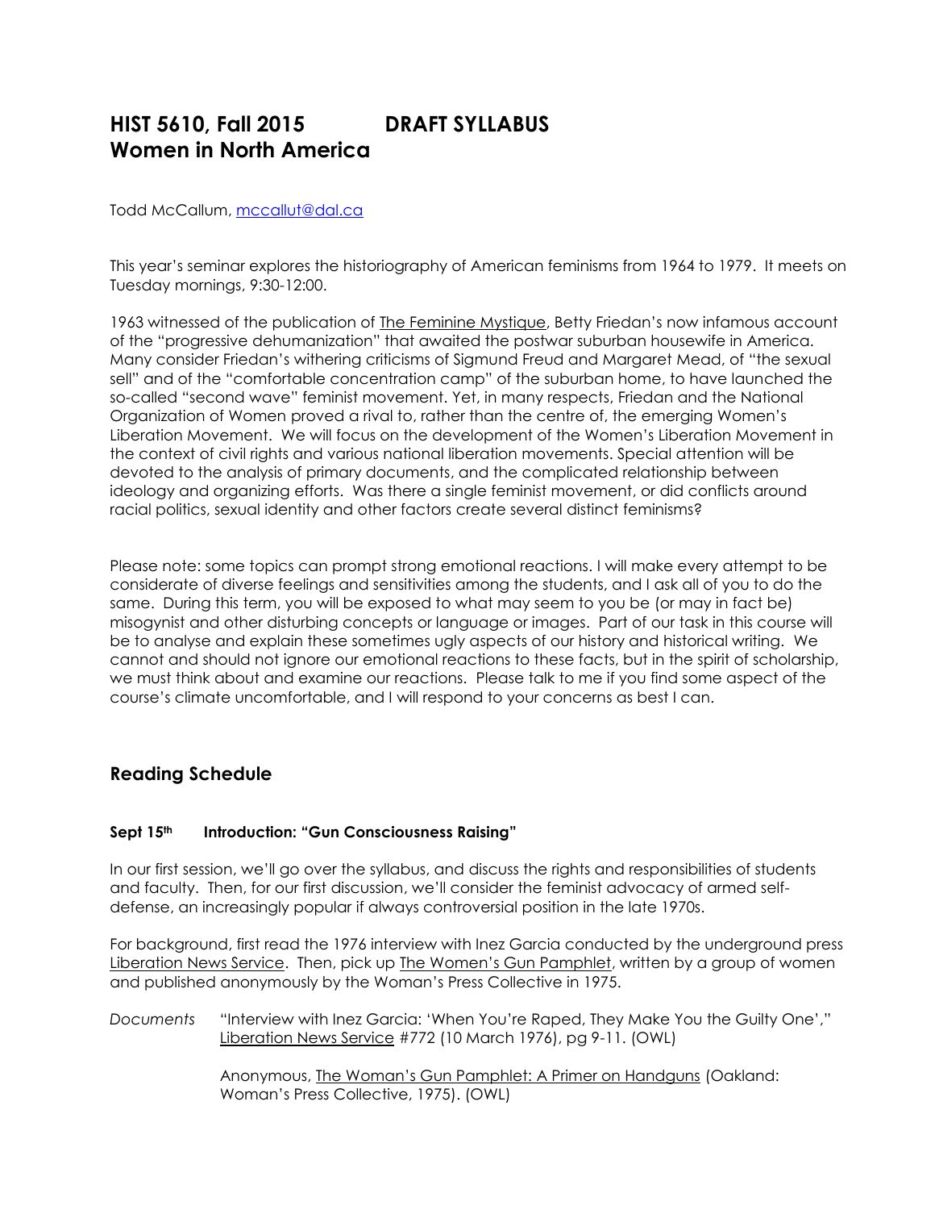# HIST 5610, Fall 2015 DRAFT SYLLABUS
# Women in North America

Todd McCallum, mccallut@dal.ca

This year's seminar explores the historiography of American feminisms from 1964 to 1979. It meets on Tuesday mornings, 9:30-12:00.

1963 witnessed of the publication of The Feminine Mystique, Betty Friedan's now infamous account of the "progressive dehumanization" that awaited the postwar suburban housewife in America. Many consider Friedan's withering criticisms of Sigmund Freud and Margaret Mead, of "the sexual sell" and of the "comfortable concentration camp" of the suburban home, to have launched the so-called "second wave" feminist movement. Yet, in many respects, Friedan and the National Organization of Women proved a rival to, rather than the centre of, the emerging Women's Liberation Movement. We will focus on the development of the Women's Liberation Movement in the context of civil rights and various national liberation movements. Special attention will be devoted to the analysis of primary documents, and the complicated relationship between ideology and organizing efforts. Was there a single feminist movement, or did conflicts around racial politics, sexual identity and other factors create several distinct feminisms?

Please note: some topics can prompt strong emotional reactions. I will make every attempt to be considerate of diverse feelings and sensitivities among the students, and I ask all of you to do the same. During this term, you will be exposed to what may seem to you be (or may in fact be) misogynist and other disturbing concepts or language or images. Part of our task in this course will be to analyse and explain these sometimes ugly aspects of our history and historical writing. We cannot and should not ignore our emotional reactions to these facts, but in the spirit of scholarship, we must think about and examine our reactions. Please talk to me if you find some aspect of the course's climate uncomfortable, and I will respond to your concerns as best I can.

## Reading Schedule

### Sept 15th Introduction: "Gun Consciousness Raising"

In our first session, we'll go over the syllabus, and discuss the rights and responsibilities of students and faculty. Then, for our first discussion, we'll consider the feminist advocacy of armed self-defense, an increasingly popular if always controversial position in the late 1970s.

For background, first read the 1976 interview with Inez Garcia conducted by the underground press Liberation News Service. Then, pick up The Women's Gun Pamphlet, written by a group of women and published anonymously by the Woman's Press Collective in 1975.

*Documents* "Interview with Inez Garcia: 'When You're Raped, They Make You the Guilty One'," Liberation News Service #772 (10 March 1976), pg 9-11. (OWL)

Anonymous, The Woman's Gun Pamphlet: A Primer on Handguns (Oakland: Woman's Press Collective, 1975). (OWL)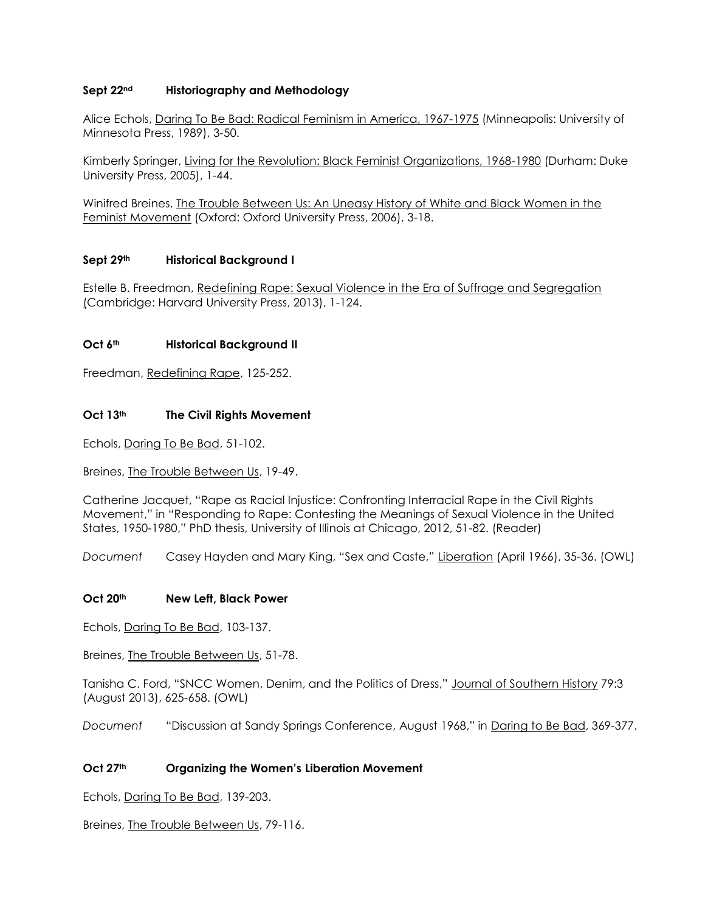**Sept 22nd Historiography and Methodology**

Alice Echols, Daring To Be Bad: Radical Feminism in America, 1967-1975 (Minneapolis: University of Minnesota Press, 1989), 3-50.

Kimberly Springer, Living for the Revolution: Black Feminist Organizations, 1968-1980 (Durham: Duke University Press, 2005), 1-44.

Winifred Breines, The Trouble Between Us: An Uneasy History of White and Black Women in the Feminist Movement (Oxford: Oxford University Press, 2006), 3-18.

**Sept 29th Historical Background I**

Estelle B. Freedman, Redefining Rape: Sexual Violence in the Era of Suffrage and Segregation (Cambridge: Harvard University Press, 2013), 1-124.

**Oct 6th Historical Background II**

Freedman, Redefining Rape, 125-252.

**Oct 13th The Civil Rights Movement**

Echols, Daring To Be Bad, 51-102.

Breines, The Trouble Between Us, 19-49.

Catherine Jacquet, "Rape as Racial Injustice: Confronting Interracial Rape in the Civil Rights Movement," in "Responding to Rape: Contesting the Meanings of Sexual Violence in the United States, 1950-1980," PhD thesis, University of Illinois at Chicago, 2012, 51-82. (Reader)

*Document* Casey Hayden and Mary King, "Sex and Caste," Liberation (April 1966), 35-36. (OWL)

**Oct 20th New Left, Black Power**

Echols, Daring To Be Bad, 103-137.

Breines, The Trouble Between Us, 51-78.

Tanisha C. Ford, "SNCC Women, Denim, and the Politics of Dress," Journal of Southern History 79:3 (August 2013), 625-658. (OWL)

*Document* "Discussion at Sandy Springs Conference, August 1968," in Daring to Be Bad, 369-377.

**Oct 27th Organizing the Women's Liberation Movement**

Echols, Daring To Be Bad, 139-203.

Breines, The Trouble Between Us, 79-116.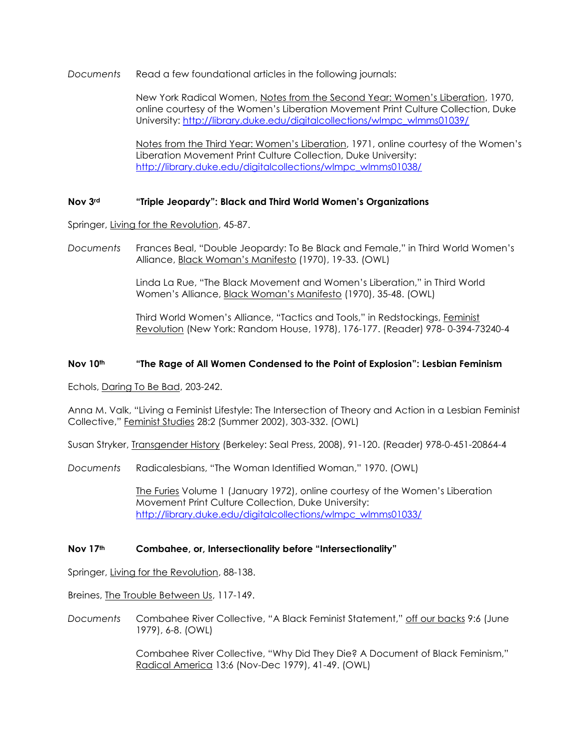*Documents* Read a few foundational articles in the following journals:

New York Radical Women, Notes from the Second Year: Women's Liberation, 1970, online courtesy of the Women's Liberation Movement Print Culture Collection, Duke University: [http://library.duke.edu/digitalcollections/wlmpc_wlmms01039/](http://library.duke.edu/digitalcollections/wlmpc_wlmms01039/)

Notes from the Third Year: Women's Liberation, 1971, online courtesy of the Women's Liberation Movement Print Culture Collection, Duke University: [http://library.duke.edu/digitalcollections/wlmpc_wlmms01038/](http://library.duke.edu/digitalcollections/wlmpc_wlmms01038/)

### Nov 3rd "Triple Jeopardy": Black and Third World Women's Organizations

Springer, Living for the Revolution, 45-87.

*Documents* Frances Beal, "Double Jeopardy: To Be Black and Female," in Third World Women's Alliance, Black Woman's Manifesto (1970), 19-33. (OWL)

Linda La Rue, "The Black Movement and Women's Liberation," in Third World Women's Alliance, Black Woman's Manifesto (1970), 35-48. (OWL)

Third World Women's Alliance, "Tactics and Tools," in Redstockings, Feminist Revolution (New York: Random House, 1978), 176-177. (Reader) 978- 0-394-73240-4

### Nov 10th "The Rage of All Women Condensed to the Point of Explosion": Lesbian Feminism

Echols, Daring To Be Bad, 203-242.

Anna M. Valk, "Living a Feminist Lifestyle: The Intersection of Theory and Action in a Lesbian Feminist Collective," Feminist Studies 28:2 (Summer 2002), 303-332. (OWL)

Susan Stryker, Transgender History (Berkeley: Seal Press, 2008), 91-120. (Reader) 978-0-451-20864-4

*Documents* Radicalesbians, "The Woman Identified Woman," 1970. (OWL)

The Furies Volume 1 (January 1972), online courtesy of the Women's Liberation Movement Print Culture Collection, Duke University: [http://library.duke.edu/digitalcollections/wlmpc_wlmms01033/](http://library.duke.edu/digitalcollections/wlmpc_wlmms01033/)

### Nov 17th Combahee, or, Intersectionality before "Intersectionality"

Springer, Living for the Revolution, 88-138.

Breines, The Trouble Between Us, 117-149.

*Documents* Combahee River Collective, "A Black Feminist Statement," off our backs 9:6 (June 1979), 6-8. (OWL)

Combahee River Collective, "Why Did They Die? A Document of Black Feminism," Radical America 13:6 (Nov-Dec 1979), 41-49. (OWL)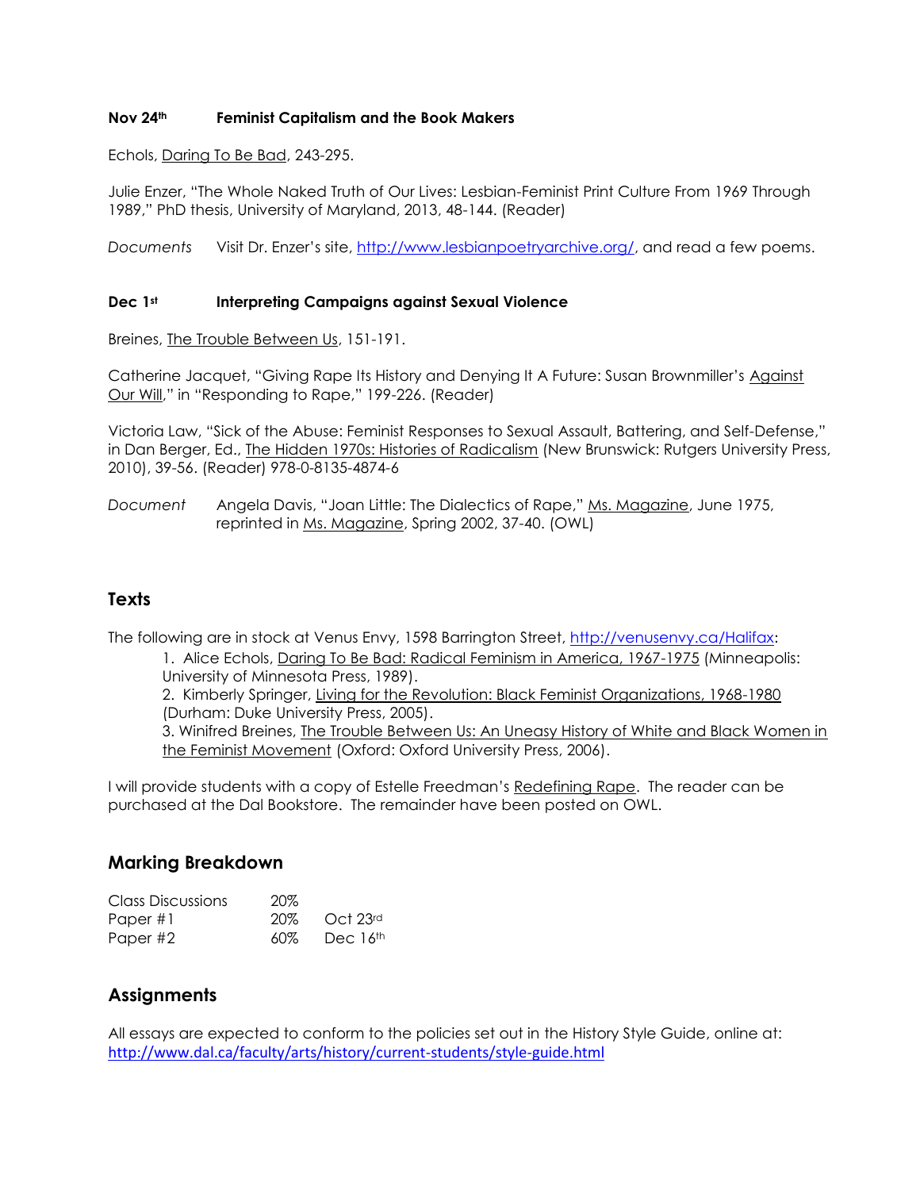**Nov 24th Feminist Capitalism and the Book Makers**

Echols, Daring To Be Bad, 243-295.

Julie Enzer, "The Whole Naked Truth of Our Lives: Lesbian-Feminist Print Culture From 1969 Through 1989," PhD thesis, University of Maryland, 2013, 48-144. (Reader)

*Documents* Visit Dr. Enzer's site, http://www.lesbianpoetryarchive.org/, and read a few poems.

**Dec 1st Interpreting Campaigns against Sexual Violence**

Breines, The Trouble Between Us, 151-191.

Catherine Jacquet, "Giving Rape Its History and Denying It A Future: Susan Brownmiller's Against Our Will," in "Responding to Rape," 199-226. (Reader)

Victoria Law, "Sick of the Abuse: Feminist Responses to Sexual Assault, Battering, and Self-Defense," in Dan Berger, Ed., The Hidden 1970s: Histories of Radicalism (New Brunswick: Rutgers University Press, 2010), 39-56. (Reader) 978-0-8135-4874-6

*Document* Angela Davis, "Joan Little: The Dialectics of Rape," Ms. Magazine, June 1975, reprinted in Ms. Magazine, Spring 2002, 37-40. (OWL)

## Texts

The following are in stock at Venus Envy, 1598 Barrington Street, http://venusenvy.ca/Halifax:

1. Alice Echols, Daring To Be Bad: Radical Feminism in America, 1967-1975 (Minneapolis: University of Minnesota Press, 1989).
2. Kimberly Springer, Living for the Revolution: Black Feminist Organizations, 1968-1980 (Durham: Duke University Press, 2005).
3. Winifred Breines, The Trouble Between Us: An Uneasy History of White and Black Women in the Feminist Movement (Oxford: Oxford University Press, 2006).

I will provide students with a copy of Estelle Freedman's Redefining Rape. The reader can be purchased at the Dal Bookstore. The remainder have been posted on OWL.

## Marking Breakdown

| | | |
|---|---|---|
| Class Discussions | 20% | |
| Paper #1 | 20% | Oct 23rd |
| Paper #2 | 60% | Dec 16th |

## Assignments

All essays are expected to conform to the policies set out in the History Style Guide, online at: http://www.dal.ca/faculty/arts/history/current-students/style-guide.html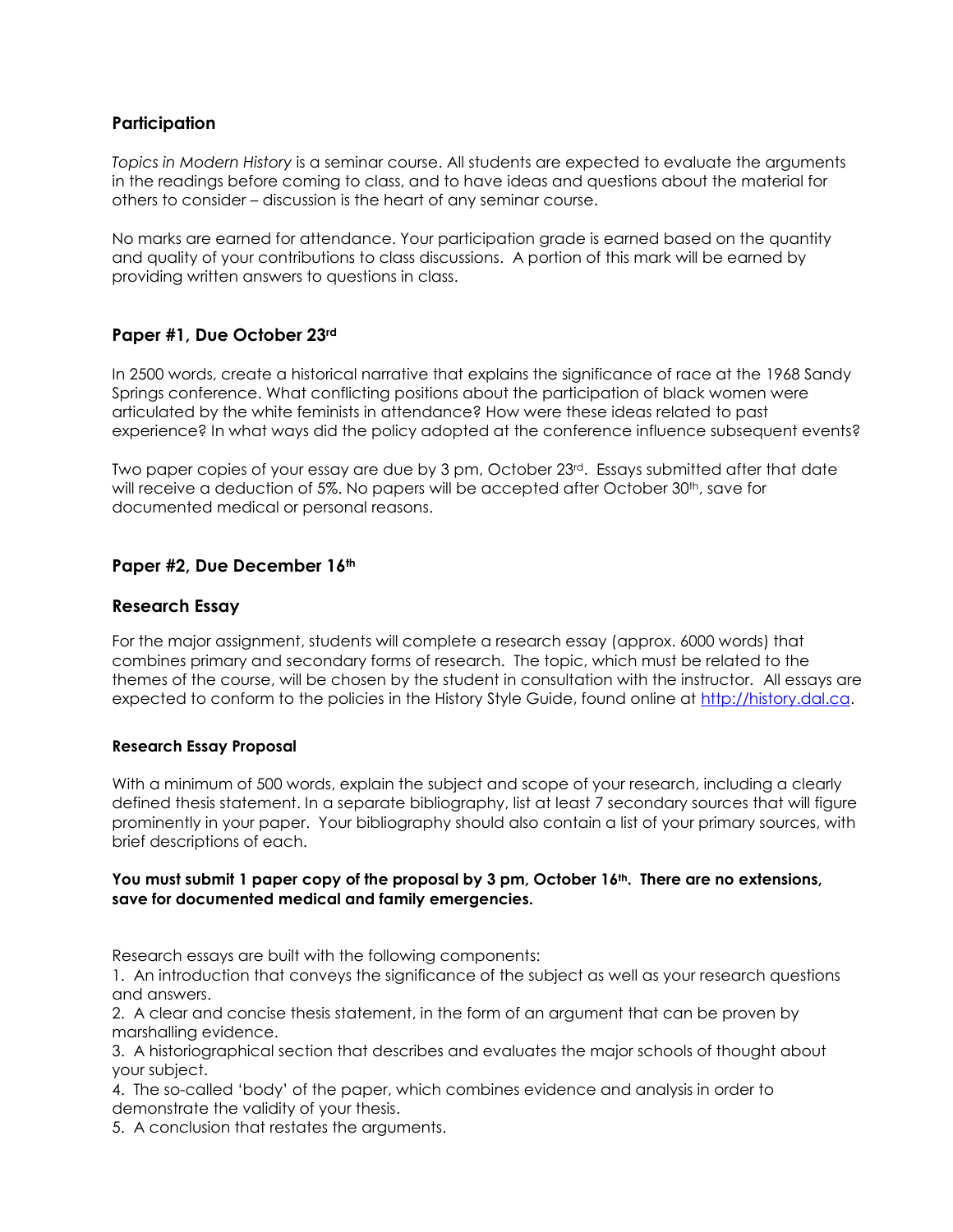## Participation

*Topics in Modern History* is a seminar course. All students are expected to evaluate the arguments in the readings before coming to class, and to have ideas and questions about the material for others to consider – discussion is the heart of any seminar course.

No marks are earned for attendance. Your participation grade is earned based on the quantity and quality of your contributions to class discussions. A portion of this mark will be earned by providing written answers to questions in class.

## Paper #1, Due October 23rd

In 2500 words, create a historical narrative that explains the significance of race at the 1968 Sandy Springs conference. What conflicting positions about the participation of black women were articulated by the white feminists in attendance? How were these ideas related to past experience? In what ways did the policy adopted at the conference influence subsequent events?

Two paper copies of your essay are due by 3 pm, October 23rd. Essays submitted after that date will receive a deduction of 5%. No papers will be accepted after October 30th, save for documented medical or personal reasons.

## Paper #2, Due December 16th

## Research Essay

For the major assignment, students will complete a research essay (approx. 6000 words) that combines primary and secondary forms of research. The topic, which must be related to the themes of the course, will be chosen by the student in consultation with the instructor. All essays are expected to conform to the policies in the History Style Guide, found online at [http://history.dal.ca](http://history.dal.ca).

### Research Essay Proposal

With a minimum of 500 words, explain the subject and scope of your research, including a clearly defined thesis statement. In a separate bibliography, list at least 7 secondary sources that will figure prominently in your paper. Your bibliography should also contain a list of your primary sources, with brief descriptions of each.

**You must submit 1 paper copy of the proposal by 3 pm, October 16th. There are no extensions, save for documented medical and family emergencies.**

Research essays are built with the following components:

1. An introduction that conveys the significance of the subject as well as your research questions and answers.
2. A clear and concise thesis statement, in the form of an argument that can be proven by marshalling evidence.
3. A historiographical section that describes and evaluates the major schools of thought about your subject.
4. The so-called 'body' of the paper, which combines evidence and analysis in order to demonstrate the validity of your thesis.
5. A conclusion that restates the arguments.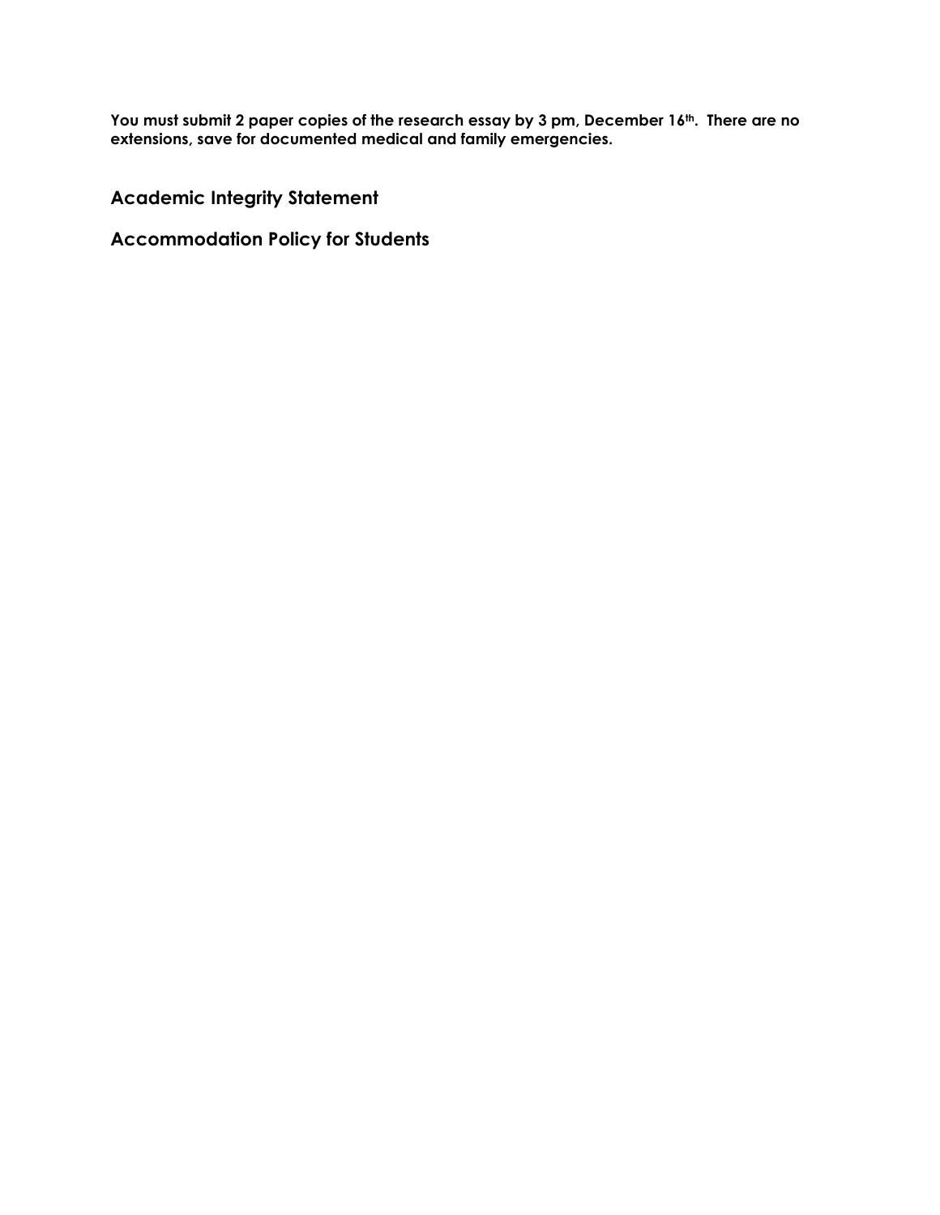**You must submit 2 paper copies of the research essay by 3 pm, December 16th. There are no extensions, save for documented medical and family emergencies.**

## Academic Integrity Statement

## Accommodation Policy for Students